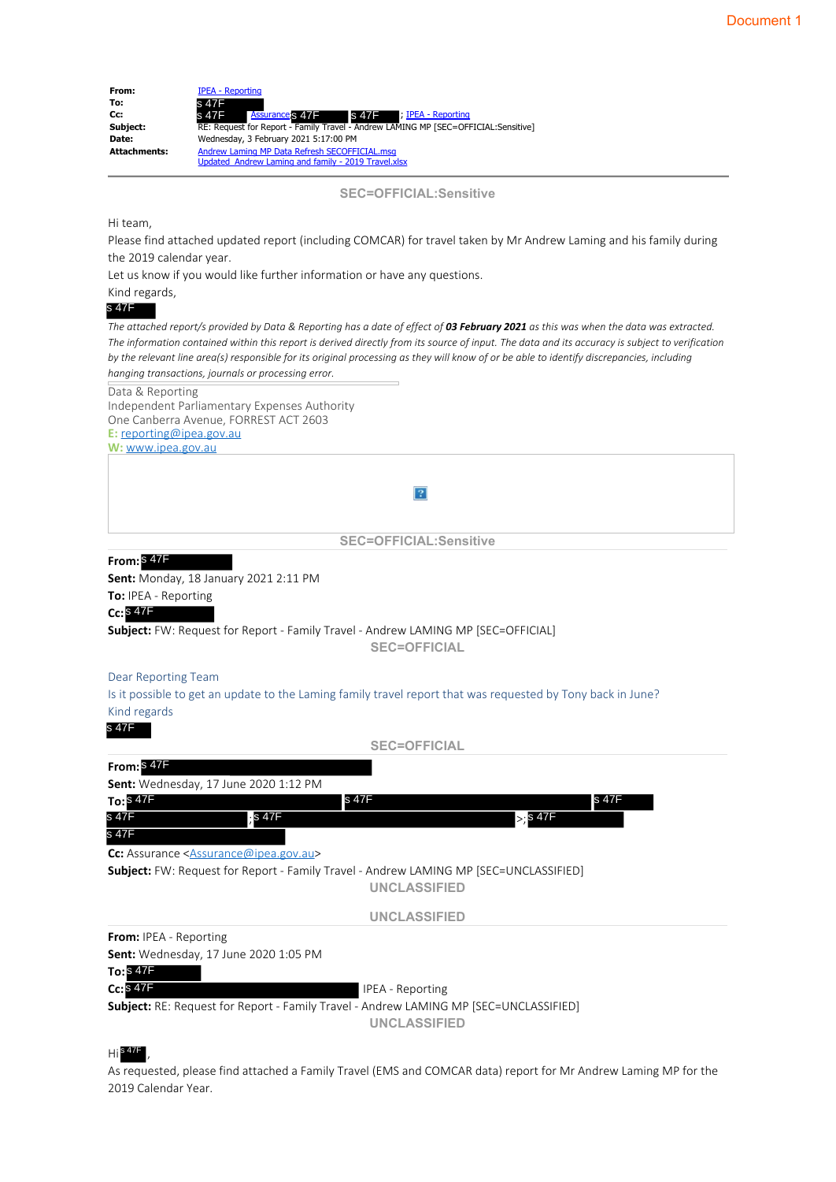Document 1

| | |
|---|---|
| **From:** | IPEA - Reporting |
| **To:** | s 47F |
| **Cc:** | s 47F; Assurance; s 47F; s 47F; IPEA - Reporting |
| **Subject:** | RE: Request for Report - Family Travel - Andrew LAMING MP [SEC=OFFICIAL:Sensitive] |
| **Date:** | Wednesday, 3 February 2021 5:17:00 PM |
| **Attachments:** | Andrew Laming MP Data Refresh SECOFFICIAL.msg<br>Updated Andrew Laming and family - 2019 Travel.xlsx |

**SEC=OFFICIAL:Sensitive**

Hi team,

Please find attached updated report (including COMCAR) for travel taken by Mr Andrew Laming and his family during the 2019 calendar year.

Let us know if you would like further information or have any questions.

Kind regards,

s 47F

*The attached report/s provided by Data & Reporting has a date of effect of **03 February 2021** as this was when the data was extracted. The information contained within this report is derived directly from its source of input. The data and its accuracy is subject to verification by the relevant line area(s) responsible for its original processing as they will know of or be able to identify discrepancies, including hanging transactions, journals or processing error.*

Data & Reporting
Independent Parliamentary Expenses Authority
One Canberra Avenue, FORREST ACT 2603
**E:** reporting@ipea.gov.au
**W:** www.ipea.gov.au

**SEC=OFFICIAL:Sensitive**

**From:** s 47F
**Sent:** Monday, 18 January 2021 2:11 PM
**To:** IPEA - Reporting
**Cc:** s 47F
**Subject:** FW: Request for Report - Family Travel - Andrew LAMING MP [SEC=OFFICIAL]

**SEC=OFFICIAL**

Dear Reporting Team

Is it possible to get an update to the Laming family travel report that was requested by Tony back in June?

Kind regards

s 47F

**SEC=OFFICIAL**

**From:** s 47F
**Sent:** Wednesday, 17 June 2020 1:12 PM
**To:** s 47F; s 47F; s 47F; s 47F; s 47F; s 47F
**Cc:** Assurance <Assurance@ipea.gov.au>
**Subject:** FW: Request for Report - Family Travel - Andrew LAMING MP [SEC=UNCLASSIFIED]

**UNCLASSIFIED**

**UNCLASSIFIED**

**From:** IPEA - Reporting
**Sent:** Wednesday, 17 June 2020 1:05 PM
**To:** s 47F
**Cc:** s 47F IPEA - Reporting
**Subject:** RE: Request for Report - Family Travel - Andrew LAMING MP [SEC=UNCLASSIFIED]

**UNCLASSIFIED**

Hi s 47F,

As requested, please find attached a Family Travel (EMS and COMCAR data) report for Mr Andrew Laming MP for the 2019 Calendar Year.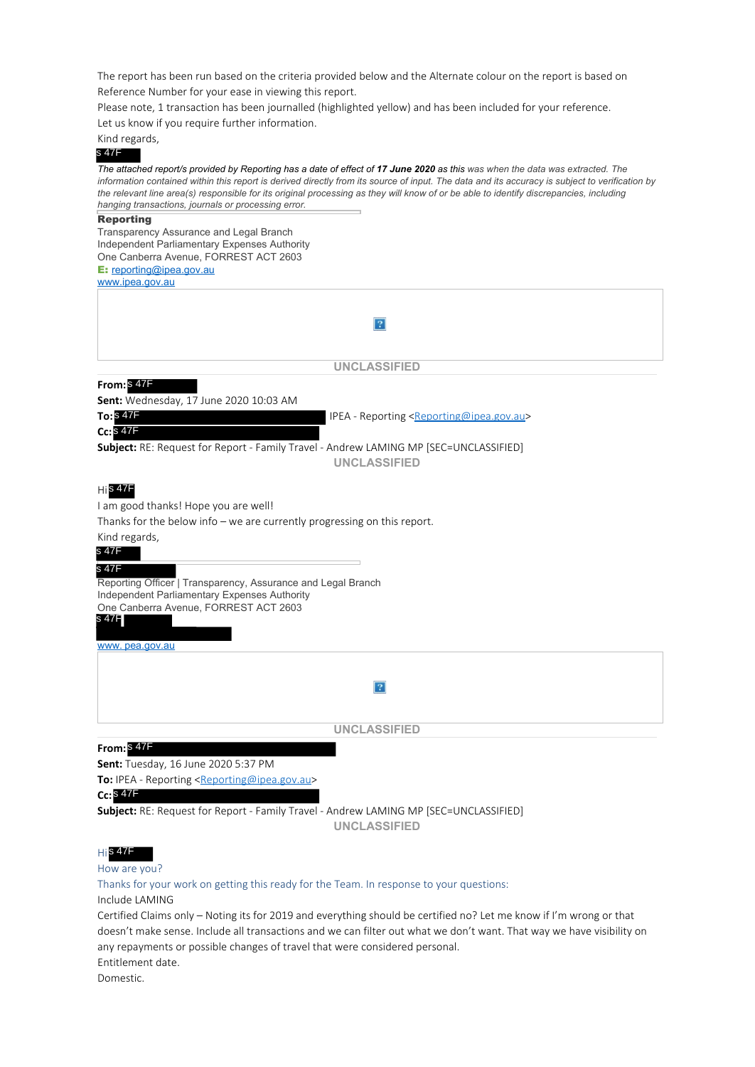The report has been run based on the criteria provided below and the Alternate colour on the report is based on Reference Number for your ease in viewing this report.

Please note, 1 transaction has been journalled (highlighted yellow) and has been included for your reference.

Let us know if you require further information.

Kind regards,

s 47F

*The attached report/s provided by Reporting has a date of effect of **17 June 2020** as this was when the data was extracted. The information contained within this report is derived directly from its source of input. The data and its accuracy is subject to verification by the relevant line area(s) responsible for its original processing as they will know of or be able to identify discrepancies, including hanging transactions, journals or processing error.*

**Reporting**
Transparency Assurance and Legal Branch
Independent Parliamentary Expenses Authority
One Canberra Avenue, FORREST ACT 2603
**E:** reporting@ipea.gov.au
www.ipea.gov.au

UNCLASSIFIED

**From:** s 47F
**Sent:** Wednesday, 17 June 2020 10:03 AM
**To:** s 47F IPEA - Reporting <Reporting@ipea.gov.au>
**Cc:** s 47F
**Subject:** RE: Request for Report - Family Travel - Andrew LAMING MP [SEC=UNCLASSIFIED]

UNCLASSIFIED

Hi s 47F

I am good thanks! Hope you are well!

Thanks for the below info – we are currently progressing on this report.

Kind regards,

s 47F

s 47F
Reporting Officer | Transparency, Assurance and Legal Branch
Independent Parliamentary Expenses Authority
One Canberra Avenue, FORREST ACT 2603
s 47F

www. pea.gov.au

UNCLASSIFIED

**From:** s 47F
**Sent:** Tuesday, 16 June 2020 5:37 PM
**To:** IPEA - Reporting <Reporting@ipea.gov.au>
**Cc:** s 47F
**Subject:** RE: Request for Report - Family Travel - Andrew LAMING MP [SEC=UNCLASSIFIED]

UNCLASSIFIED

Hi s 47F

How are you?

Thanks for your work on getting this ready for the Team. In response to your questions:

Include LAMING

Certified Claims only – Noting its for 2019 and everything should be certified no? Let me know if I'm wrong or that doesn't make sense. Include all transactions and we can filter out what we don't want. That way we have visibility on any repayments or possible changes of travel that were considered personal.

Entitlement date.

Domestic.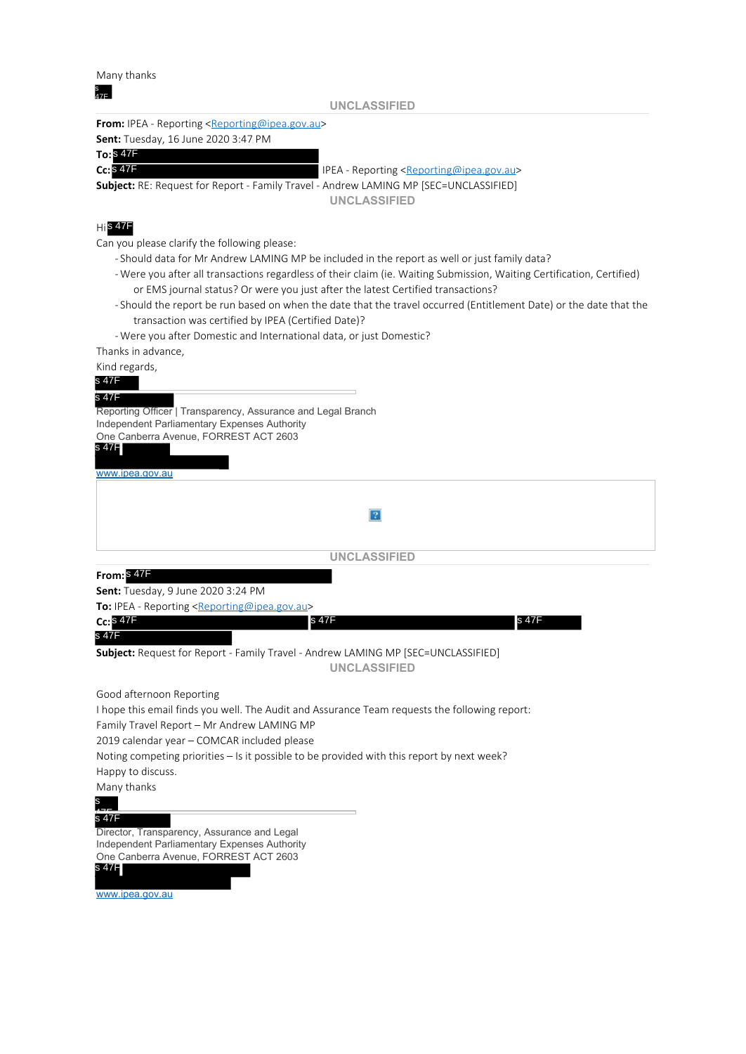Many thanks

s 47F

UNCLASSIFIED

**From:** IPEA - Reporting <Reporting@ipea.gov.au>
**Sent:** Tuesday, 16 June 2020 3:47 PM
**To:** s 47F
**Cc:** s 47F IPEA - Reporting <Reporting@ipea.gov.au>
**Subject:** RE: Request for Report - Family Travel - Andrew LAMING MP [SEC=UNCLASSIFIED]

UNCLASSIFIED

Hi s 47F

Can you please clarify the following please:

- Should data for Mr Andrew LAMING MP be included in the report as well or just family data?
- Were you after all transactions regardless of their claim (ie. Waiting Submission, Waiting Certification, Certified) or EMS journal status? Or were you just after the latest Certified transactions?
- Should the report be run based on when the date that the travel occurred (Entitlement Date) or the date that the transaction was certified by IPEA (Certified Date)?
- Were you after Domestic and International data, or just Domestic?

Thanks in advance,

Kind regards,

s 47F

s 47F

Reporting Officer | Transparency, Assurance and Legal Branch
Independent Parliamentary Expenses Authority
One Canberra Avenue, FORREST ACT 2603
s 47F

www.ipea.gov.au

UNCLASSIFIED

**From:** s 47F
**Sent:** Tuesday, 9 June 2020 3:24 PM
**To:** IPEA - Reporting <Reporting@ipea.gov.au>
**Cc:** s 47F s 47F s 47F
s 47F
**Subject:** Request for Report - Family Travel - Andrew LAMING MP [SEC=UNCLASSIFIED]

UNCLASSIFIED

Good afternoon Reporting

I hope this email finds you well. The Audit and Assurance Team requests the following report:

Family Travel Report – Mr Andrew LAMING MP

2019 calendar year – COMCAR included please

Noting competing priorities – Is it possible to be provided with this report by next week?

Happy to discuss.

Many thanks

s 47F

s 47F

Director, Transparency, Assurance and Legal
Independent Parliamentary Expenses Authority
One Canberra Avenue, FORREST ACT 2603
s 47F

www.ipea.gov.au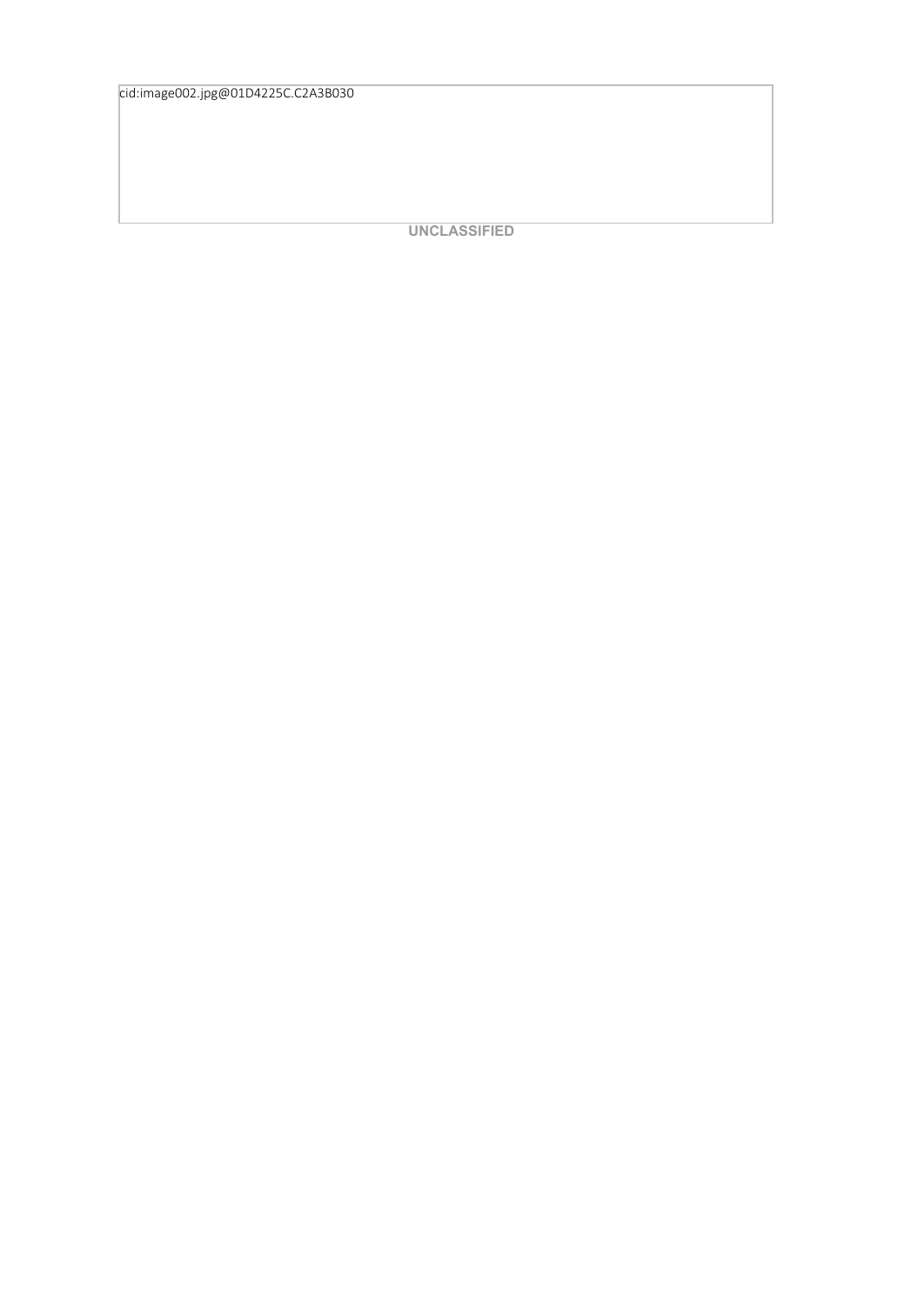cid:image002.jpg@01D4225C.C2A3B030

**UNCLASSIFIED**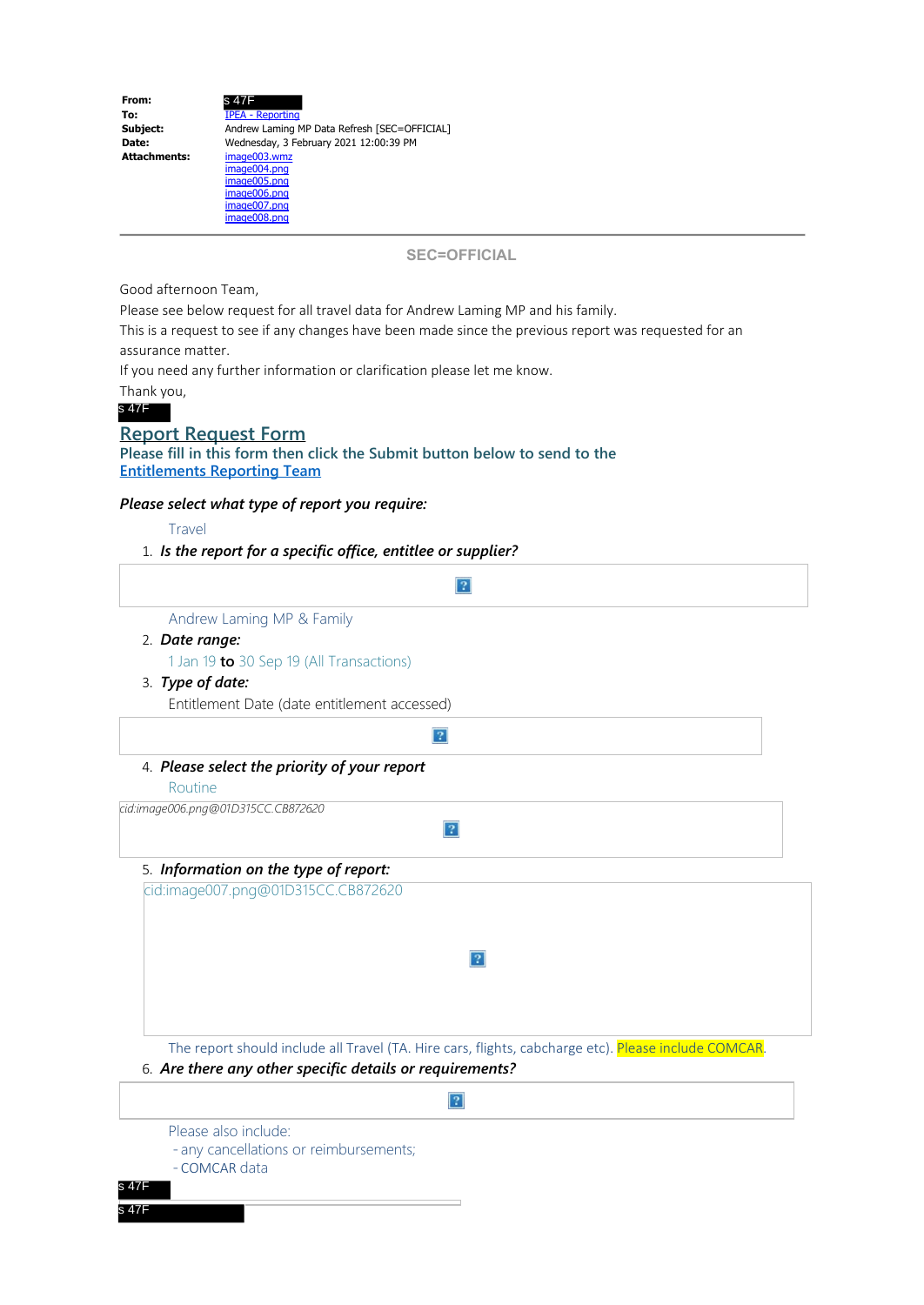| | |
|---|---|
| **From:** | s 47F |
| **To:** | IPEA - Reporting |
| **Subject:** | Andrew Laming MP Data Refresh [SEC=OFFICIAL] |
| **Date:** | Wednesday, 3 February 2021 12:00:39 PM |
| **Attachments:** | image003.wmz<br>image004.png<br>image005.png<br>image006.png<br>image007.png<br>image008.png |

SEC=OFFICIAL

Good afternoon Team,

Please see below request for all travel data for Andrew Laming MP and his family.

This is a request to see if any changes have been made since the previous report was requested for an assurance matter.

If you need any further information or clarification please let me know.

Thank you,

s 47F

## Report Request Form

**Please fill in this form then click the Submit button below to send to the Entitlements Reporting Team**

***Please select what type of report you require:***

Travel

1. ***Is the report for a specific office, entitlee or supplier?***

   Andrew Laming MP & Family

2. ***Date range:***

   1 Jan 19 **to** 30 Sep 19 (All Transactions)

3. ***Type of date:***

   Entitlement Date (date entitlement accessed)

4. ***Please select the priority of your report***

   Routine

   cid:image006.png@01D315CC.CB872620

5. ***Information on the type of report:***

   cid:image007.png@01D315CC.CB872620

   The report should include all Travel (TA. Hire cars, flights, cabcharge etc). Please include COMCAR.

6. ***Are there any other specific details or requirements?***

   Please also include:
   - any cancellations or reimbursements;
   - COMCAR data

s 47F

s 47F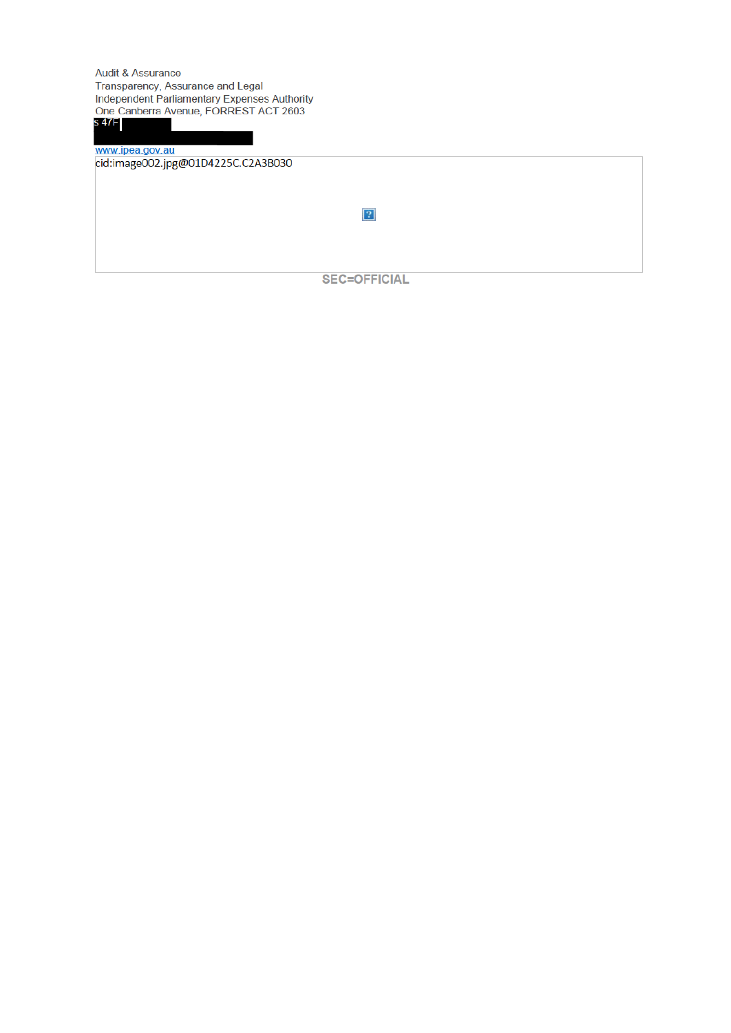Audit & Assurance
Transparency, Assurance and Legal
Independent Parliamentary Expenses Authority
One Canberra Avenue, FORREST ACT 2603
s 47F

[www.ipea.gov.au](http://www.ipea.gov.au)

cid:image002.jpg@01D4225C.C2A3B030

SEC=OFFICIAL